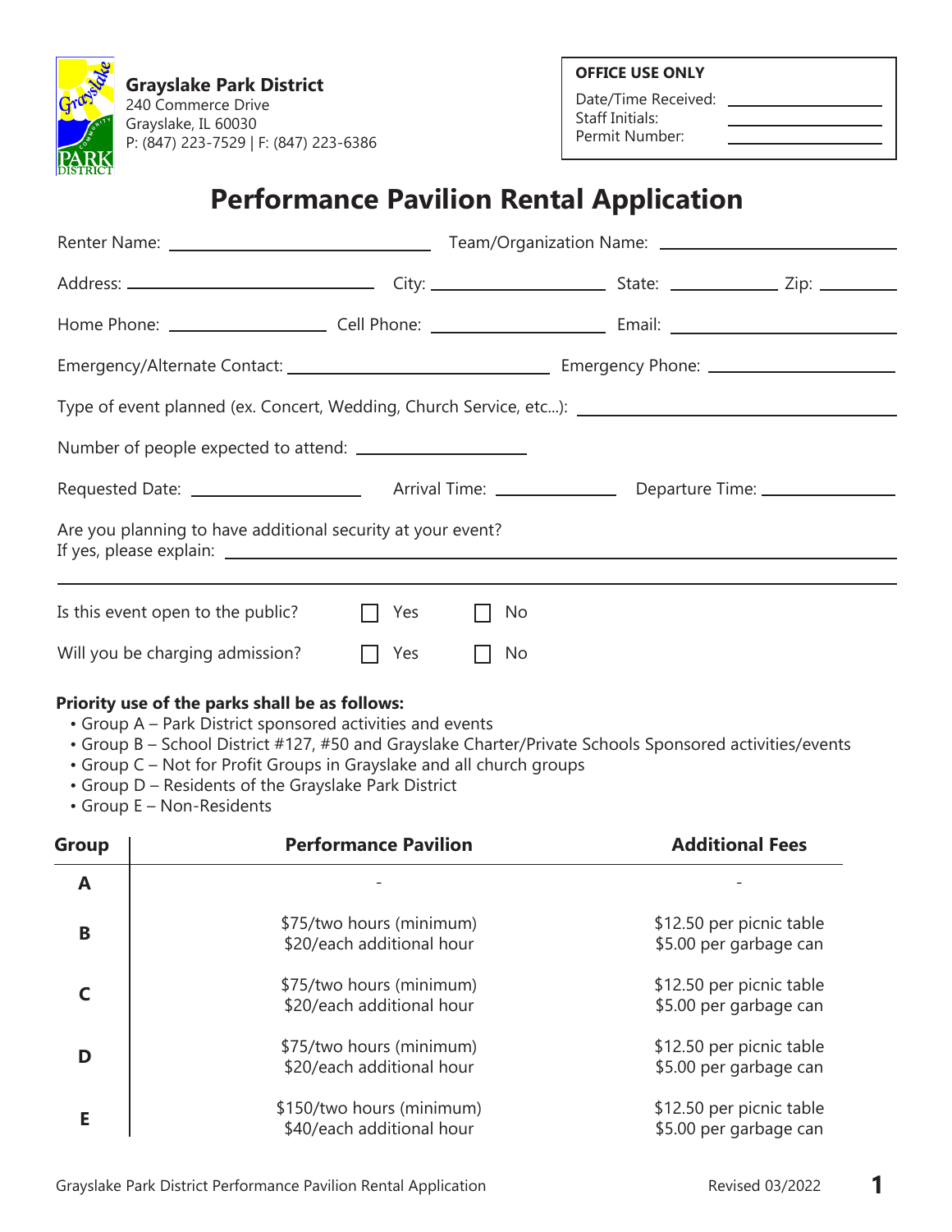**Grayslake Park District**
240 Commerce Drive
Grayslake, IL 60030
P: (847) 223-7529 | F: (847) 223-6386

**OFFICE USE ONLY**

Date/Time Received: ______________
Staff Initials: ______________
Permit Number: ______________

# Performance Pavilion Rental Application

Renter Name: ______________________ Team/Organization Name: ______________________

Address: ______________________ City: ______________ State: __________ Zip: ________

Home Phone: ______________ Cell Phone: ______________ Email: ______________________

Emergency/Alternate Contact: ______________________ Emergency Phone: ______________

Type of event planned (ex. Concert, Wedding, Church Service, etc...): ______________________

Number of people expected to attend: ______________

Requested Date: ______________ Arrival Time: ____________ Departure Time: ____________

Are you planning to have additional security at your event?
If yes, please explain: ____________________________________________

____________________________________________

Is this event open to the public? ☐ Yes ☐ No

Will you be charging admission? ☐ Yes ☐ No

**Priority use of the parks shall be as follows:**

- Group A – Park District sponsored activities and events
- Group B – School District #127, #50 and Grayslake Charter/Private Schools Sponsored activities/events
- Group C – Not for Profit Groups in Grayslake and all church groups
- Group D – Residents of the Grayslake Park District
- Group E – Non-Residents

| Group | Performance Pavilion | Additional Fees |
|---|---|---|
| **A** | - | - |
| **B** | $75/two hours (minimum)<br>$20/each additional hour | $12.50 per picnic table<br>$5.00 per garbage can |
| **C** | $75/two hours (minimum)<br>$20/each additional hour | $12.50 per picnic table<br>$5.00 per garbage can |
| **D** | $75/two hours (minimum)<br>$20/each additional hour | $12.50 per picnic table<br>$5.00 per garbage can |
| **E** | $150/two hours (minimum)<br>$40/each additional hour | $12.50 per picnic table<br>$5.00 per garbage can |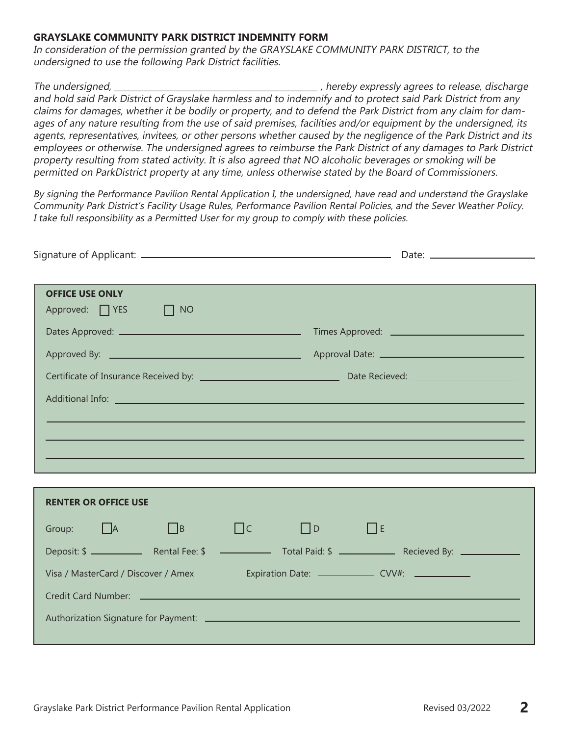**GRAYSLAKE COMMUNITY PARK DISTRICT INDEMNITY FORM**

*In consideration of the permission granted by the GRAYSLAKE COMMUNITY PARK DISTRICT, to the undersigned to use the following Park District facilities.*

*The undersigned, ______________________________________________ , hereby expressly agrees to release, discharge and hold said Park District of Grayslake harmless and to indemnify and to protect said Park District from any claims for damages, whether it be bodily or property, and to defend the Park District from any claim for damages of any nature resulting from the use of said premises, facilities and/or equipment by the undersigned, its agents, representatives, invitees, or other persons whether caused by the negligence of the Park District and its employees or otherwise. The undersigned agrees to reimburse the Park District of any damages to Park District property resulting from stated activity. It is also agreed that NO alcoholic beverages or smoking will be permitted on ParkDistrict property at any time, unless otherwise stated by the Board of Commissioners.*

*By signing the Performance Pavilion Rental Application I, the undersigned, have read and understand the Grayslake Community Park District's Facility Usage Rules, Performance Pavilion Rental Policies, and the Sever Weather Policy. I take full responsibility as a Permitted User for my group to comply with these policies.*

Signature of Applicant: ______________________________________________ Date: ____________________

**OFFICE USE ONLY**

Approved: ☐ YES ☐ NO

Dates Approved: ______________________________ Times Approved: ______________________________

Approved By: ______________________________ Approval Date: ______________________________

Certificate of Insurance Received by: ______________________________ Date Recieved: ____________________

Additional Info: ______________________________________________________________________

______________________________________________________________________

______________________________________________________________________

______________________________________________________________________

**RENTER OR OFFICE USE**

Group: ☐ A ☐ B ☐ C ☐ D ☐ E

Deposit: $ __________ Rental Fee: $ __________ Total Paid: $ __________ Recieved By: __________

Visa / MasterCard / Discover / Amex Expiration Date: __________ CVV#: __________

Credit Card Number: ______________________________________________________________________

Authorization Signature for Payment: ______________________________________________________________________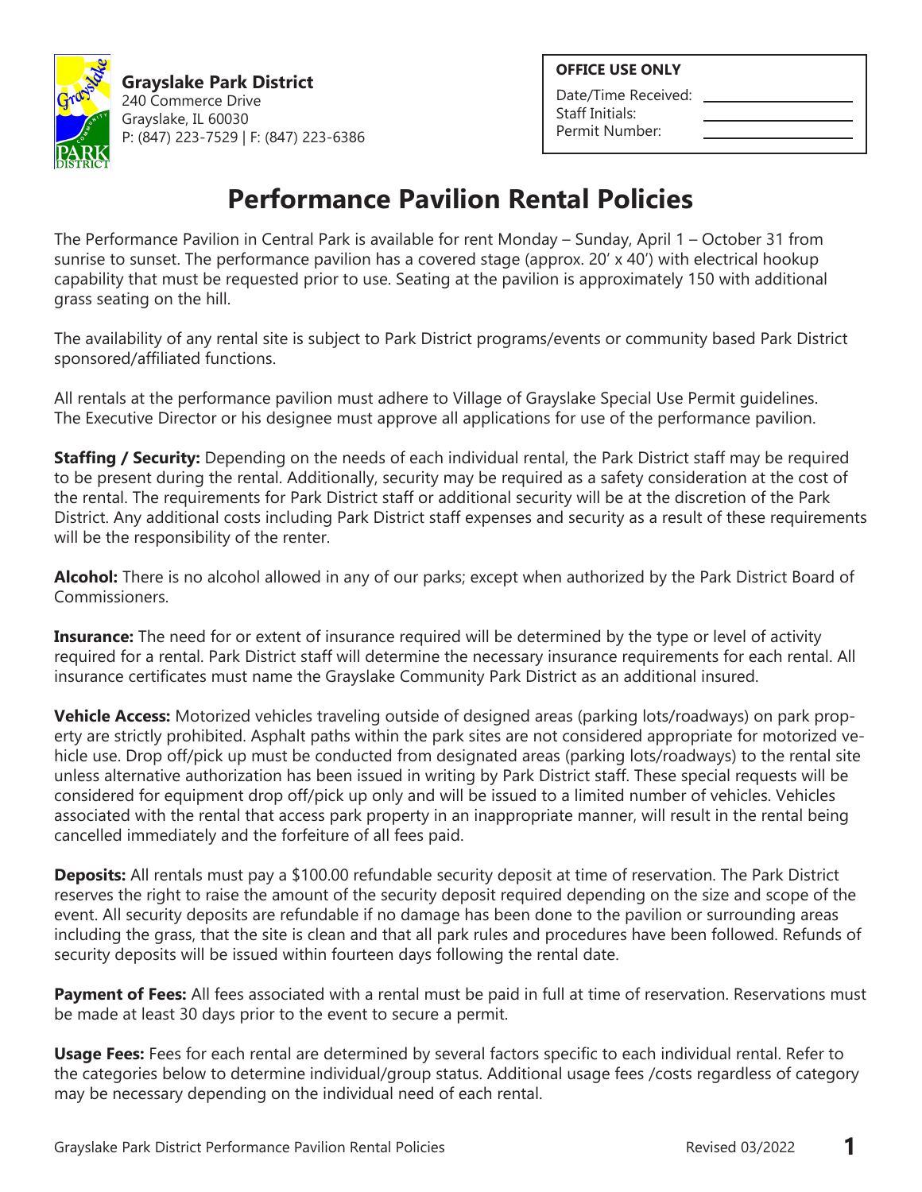**Grayslake Park District**
240 Commerce Drive
Grayslake, IL 60030
P: (847) 223-7529 | F: (847) 223-6386

| OFFICE USE ONLY | |
|---|---|
| Date/Time Received: | |
| Staff Initials: | |
| Permit Number: | |

# Performance Pavilion Rental Policies

The Performance Pavilion in Central Park is available for rent Monday – Sunday, April 1 – October 31 from sunrise to sunset. The performance pavilion has a covered stage (approx. 20' x 40') with electrical hookup capability that must be requested prior to use. Seating at the pavilion is approximately 150 with additional grass seating on the hill.

The availability of any rental site is subject to Park District programs/events or community based Park District sponsored/affiliated functions.

All rentals at the performance pavilion must adhere to Village of Grayslake Special Use Permit guidelines. The Executive Director or his designee must approve all applications for use of the performance pavilion.

**Staffing / Security:** Depending on the needs of each individual rental, the Park District staff may be required to be present during the rental. Additionally, security may be required as a safety consideration at the cost of the rental. The requirements for Park District staff or additional security will be at the discretion of the Park District. Any additional costs including Park District staff expenses and security as a result of these requirements will be the responsibility of the renter.

**Alcohol:** There is no alcohol allowed in any of our parks; except when authorized by the Park District Board of Commissioners.

**Insurance:** The need for or extent of insurance required will be determined by the type or level of activity required for a rental. Park District staff will determine the necessary insurance requirements for each rental. All insurance certificates must name the Grayslake Community Park District as an additional insured.

**Vehicle Access:** Motorized vehicles traveling outside of designed areas (parking lots/roadways) on park property are strictly prohibited. Asphalt paths within the park sites are not considered appropriate for motorized vehicle use. Drop off/pick up must be conducted from designated areas (parking lots/roadways) to the rental site unless alternative authorization has been issued in writing by Park District staff. These special requests will be considered for equipment drop off/pick up only and will be issued to a limited number of vehicles. Vehicles associated with the rental that access park property in an inappropriate manner, will result in the rental being cancelled immediately and the forfeiture of all fees paid.

**Deposits:** All rentals must pay a $100.00 refundable security deposit at time of reservation. The Park District reserves the right to raise the amount of the security deposit required depending on the size and scope of the event. All security deposits are refundable if no damage has been done to the pavilion or surrounding areas including the grass, that the site is clean and that all park rules and procedures have been followed. Refunds of security deposits will be issued within fourteen days following the rental date.

**Payment of Fees:** All fees associated with a rental must be paid in full at time of reservation. Reservations must be made at least 30 days prior to the event to secure a permit.

**Usage Fees:** Fees for each rental are determined by several factors specific to each individual rental. Refer to the categories below to determine individual/group status. Additional usage fees /costs regardless of category may be necessary depending on the individual need of each rental.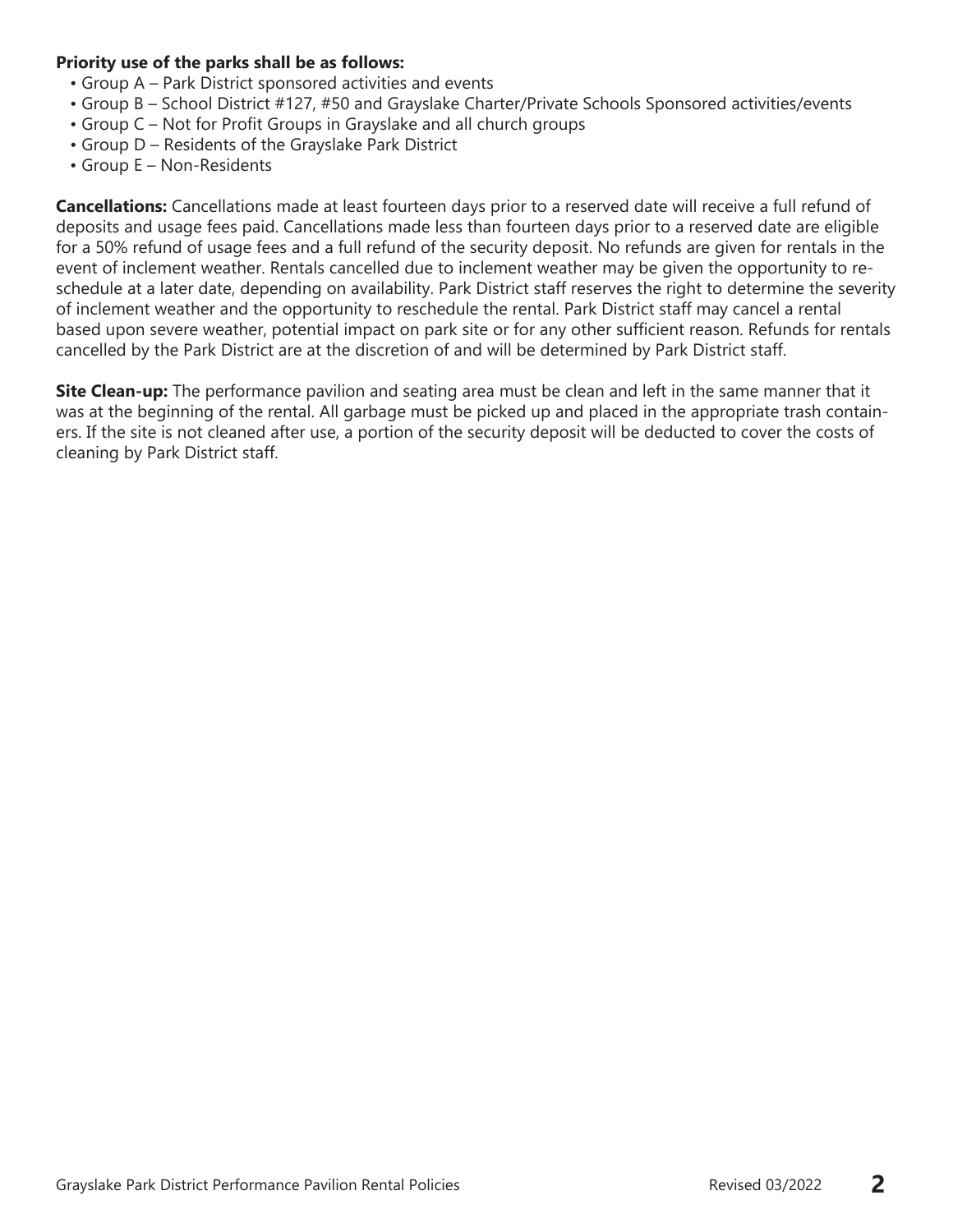**Priority use of the parks shall be as follows:**

- Group A – Park District sponsored activities and events
- Group B – School District #127, #50 and Grayslake Charter/Private Schools Sponsored activities/events
- Group C – Not for Profit Groups in Grayslake and all church groups
- Group D – Residents of the Grayslake Park District
- Group E – Non-Residents

**Cancellations:** Cancellations made at least fourteen days prior to a reserved date will receive a full refund of deposits and usage fees paid. Cancellations made less than fourteen days prior to a reserved date are eligible for a 50% refund of usage fees and a full refund of the security deposit. No refunds are given for rentals in the event of inclement weather. Rentals cancelled due to inclement weather may be given the opportunity to reschedule at a later date, depending on availability. Park District staff reserves the right to determine the severity of inclement weather and the opportunity to reschedule the rental. Park District staff may cancel a rental based upon severe weather, potential impact on park site or for any other sufficient reason. Refunds for rentals cancelled by the Park District are at the discretion of and will be determined by Park District staff.

**Site Clean-up:** The performance pavilion and seating area must be clean and left in the same manner that it was at the beginning of the rental. All garbage must be picked up and placed in the appropriate trash containers. If the site is not cleaned after use, a portion of the security deposit will be deducted to cover the costs of cleaning by Park District staff.